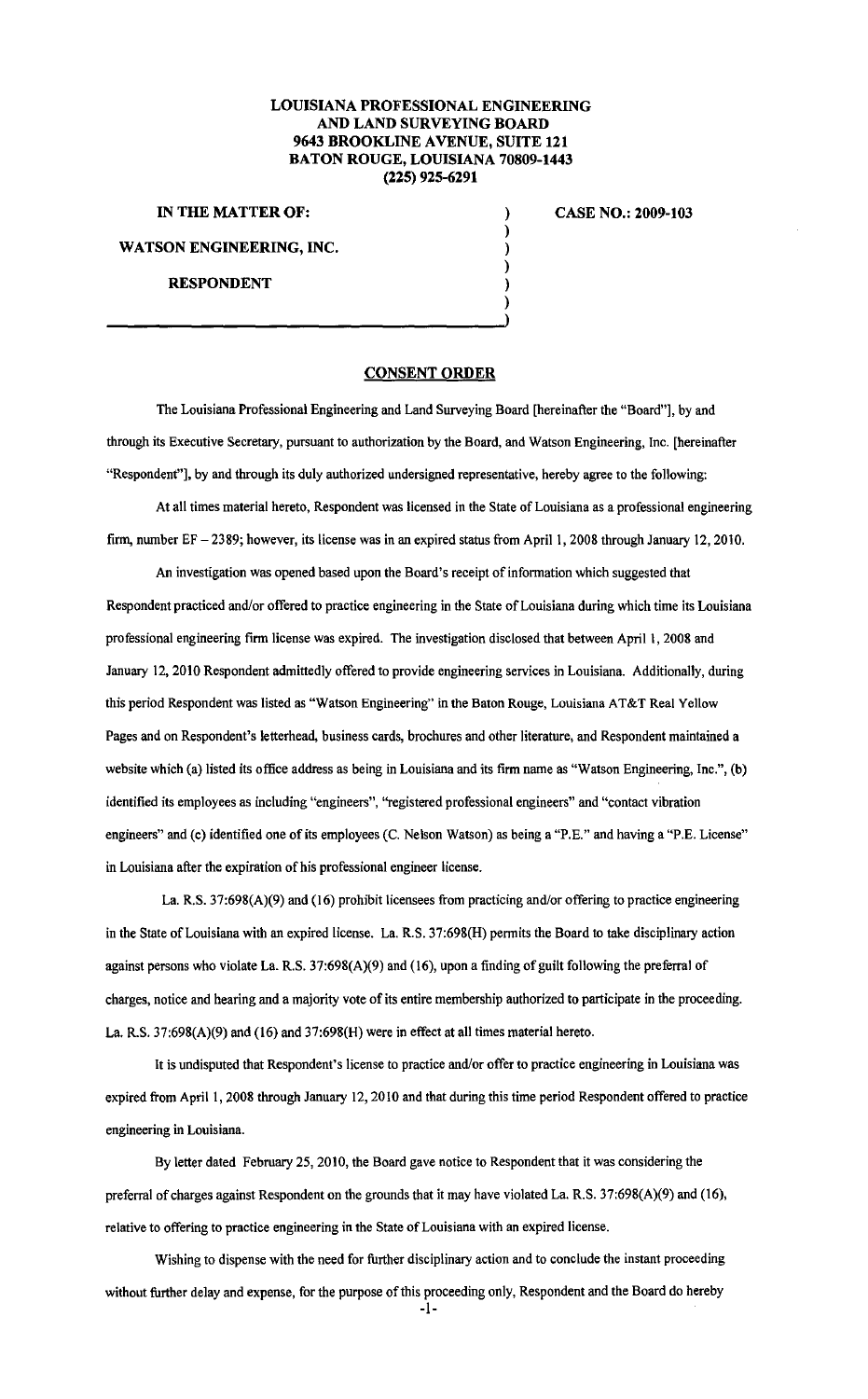**LOUISIANA PROFESSIONAL ENGINEERING AND LAND SURVEYING BOARD**
**9643 BROOKLINE AVENUE, SUITE 121**
**BATON ROUGE, LOUISIANA 70809-1443**
**(225) 925-6291**

**IN THE MATTER OF:**

**WATSON ENGINEERING, INC.**

**RESPONDENT**

**CASE NO.: 2009-103**

## CONSENT ORDER

The Louisiana Professional Engineering and Land Surveying Board [hereinafter the "Board"], by and through its Executive Secretary, pursuant to authorization by the Board, and Watson Engineering, Inc. [hereinafter "Respondent"], by and through its duly authorized undersigned representative, hereby agree to the following:

At all times material hereto, Respondent was licensed in the State of Louisiana as a professional engineering firm, number EF – 2389; however, its license was in an expired status from April 1, 2008 through January 12, 2010.

An investigation was opened based upon the Board's receipt of information which suggested that Respondent practiced and/or offered to practice engineering in the State of Louisiana during which time its Louisiana professional engineering firm license was expired. The investigation disclosed that between April 1, 2008 and January 12, 2010 Respondent admittedly offered to provide engineering services in Louisiana. Additionally, during this period Respondent was listed as "Watson Engineering" in the Baton Rouge, Louisiana AT&T Real Yellow Pages and on Respondent's letterhead, business cards, brochures and other literature, and Respondent maintained a website which (a) listed its office address as being in Louisiana and its firm name as "Watson Engineering, Inc.", (b) identified its employees as including "engineers", "registered professional engineers" and "contact vibration engineers" and (c) identified one of its employees (C. Nelson Watson) as being a "P.E." and having a "P.E. License" in Louisiana after the expiration of his professional engineer license.

La. R.S. 37:698(A)(9) and (16) prohibit licensees from practicing and/or offering to practice engineering in the State of Louisiana with an expired license. La. R.S. 37:698(H) permits the Board to take disciplinary action against persons who violate La. R.S. 37:698(A)(9) and (16), upon a finding of guilt following the preferral of charges, notice and hearing and a majority vote of its entire membership authorized to participate in the proceeding. La. R.S. 37:698(A)(9) and (16) and 37:698(H) were in effect at all times material hereto.

It is undisputed that Respondent's license to practice and/or offer to practice engineering in Louisiana was expired from April 1, 2008 through January 12, 2010 and that during this time period Respondent offered to practice engineering in Louisiana.

By letter dated February 25, 2010, the Board gave notice to Respondent that it was considering the preferral of charges against Respondent on the grounds that it may have violated La. R.S. 37:698(A)(9) and (16), relative to offering to practice engineering in the State of Louisiana with an expired license.

Wishing to dispense with the need for further disciplinary action and to conclude the instant proceeding without further delay and expense, for the purpose of this proceeding only, Respondent and the Board do hereby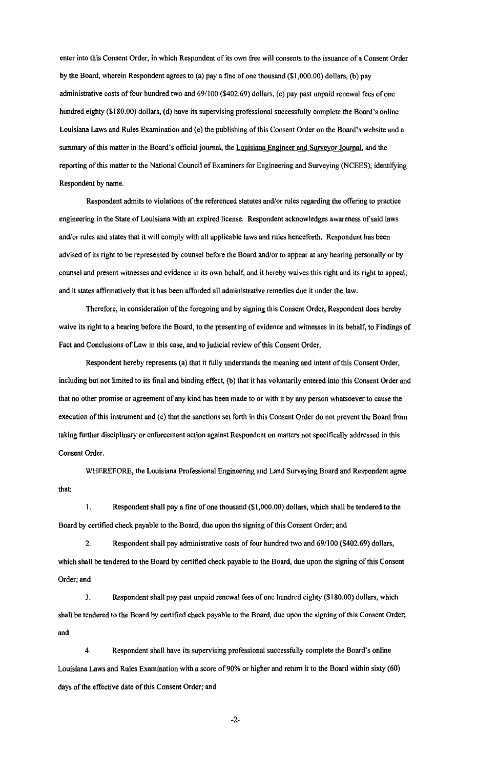enter into this Consent Order, in which Respondent of its own free will consents to the issuance of a Consent Order by the Board, wherein Respondent agrees to (a) pay a fine of one thousand ($1,000.00) dollars, (b) pay administrative costs of four hundred two and 69/100 ($402.69) dollars, (c) pay past unpaid renewal fees of one hundred eighty ($180.00) dollars, (d) have its supervising professional successfully complete the Board's online Louisiana Laws and Rules Examination and (e) the publishing of this Consent Order on the Board's website and a summary of this matter in the Board's official journal, the Louisiana Engineer and Surveyor Journal, and the reporting of this matter to the National Council of Examiners for Engineering and Surveying (NCEES), identifying Respondent by name.

Respondent admits to violations of the referenced statutes and/or rules regarding the offering to practice engineering in the State of Louisiana with an expired license. Respondent acknowledges awareness of said laws and/or rules and states that it will comply with all applicable laws and rules henceforth. Respondent has been advised of its right to be represented by counsel before the Board and/or to appear at any hearing personally or by counsel and present witnesses and evidence in its own behalf, and it hereby waives this right and its right to appeal; and it states affirmatively that it has been afforded all administrative remedies due it under the law.

Therefore, in consideration of the foregoing and by signing this Consent Order, Respondent does hereby waive its right to a hearing before the Board, to the presenting of evidence and witnesses in its behalf, to Findings of Fact and Conclusions of Law in this case, and to judicial review of this Consent Order.

Respondent hereby represents (a) that it fully understands the meaning and intent of this Consent Order, including but not limited to its final and binding effect, (b) that it has voluntarily entered into this Consent Order and that no other promise or agreement of any kind has been made to or with it by any person whatsoever to cause the execution of this instrument and (c) that the sanctions set forth in this Consent Order do not prevent the Board from taking further disciplinary or enforcement action against Respondent on matters not specifically addressed in this Consent Order.

WHEREFORE, the Louisiana Professional Engineering and Land Surveying Board and Respondent agree that:

1. Respondent shall pay a fine of one thousand ($1,000.00) dollars, which shall be tendered to the Board by certified check payable to the Board, due upon the signing of this Consent Order; and

2. Respondent shall pay administrative costs of four hundred two and 69/100 ($402.69) dollars, which shall be tendered to the Board by certified check payable to the Board, due upon the signing of this Consent Order; and

3. Respondent shall pay past unpaid renewal fees of one hundred eighty ($180.00) dollars, which shall be tendered to the Board by certified check payable to the Board, due upon the signing of this Consent Order; and

4. Respondent shall have its supervising professional successfully complete the Board's online Louisiana Laws and Rules Examination with a score of 90% or higher and return it to the Board within sixty (60) days of the effective date of this Consent Order; and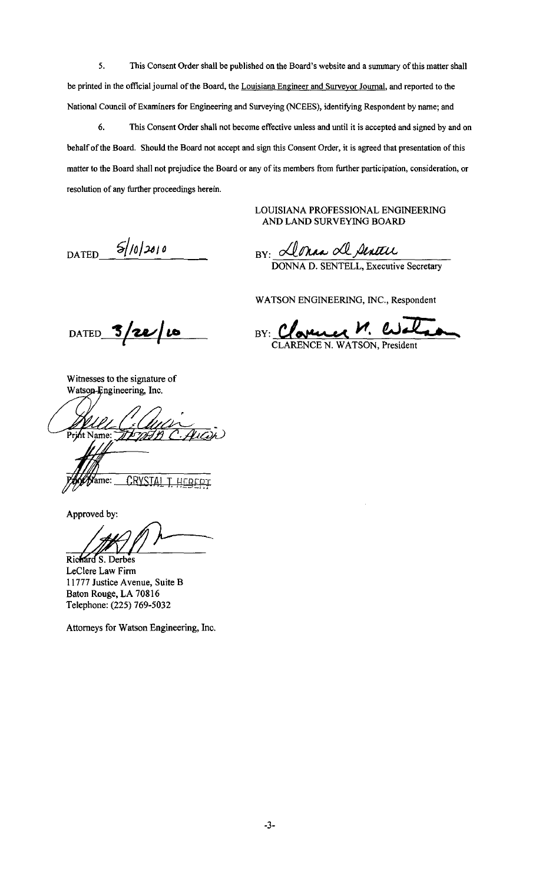5. This Consent Order shall be published on the Board's website and a summary of this matter shall be printed in the official journal of the Board, the Louisiana Engineer and Surveyor Journal, and reported to the National Council of Examiners for Engineering and Surveying (NCEES), identifying Respondent by name; and

6. This Consent Order shall not become effective unless and until it is accepted and signed by and on behalf of the Board. Should the Board not accept and sign this Consent Order, it is agreed that presentation of this matter to the Board shall not prejudice the Board or any of its members from further participation, consideration, or resolution of any further proceedings herein.

LOUISIANA PROFESSIONAL ENGINEERING AND LAND SURVEYING BOARD

DATED 5/10/2010

BY: Donna D. Sentell
DONNA D. SENTELL, Executive Secretary

WATSON ENGINEERING, INC., Respondent

DATED 3/22/10

BY: Clarence N. Watson
CLARENCE N. WATSON, President

Witnesses to the signature of Watson Engineering, Inc.

Print Name: ____________

Print Name: CRYSTAL T. HEBERT

Approved by:

Richard S. Derbes
LeClere Law Firm
11777 Justice Avenue, Suite B
Baton Rouge, LA 70816
Telephone: (225) 769-5032

Attorneys for Watson Engineering, Inc.